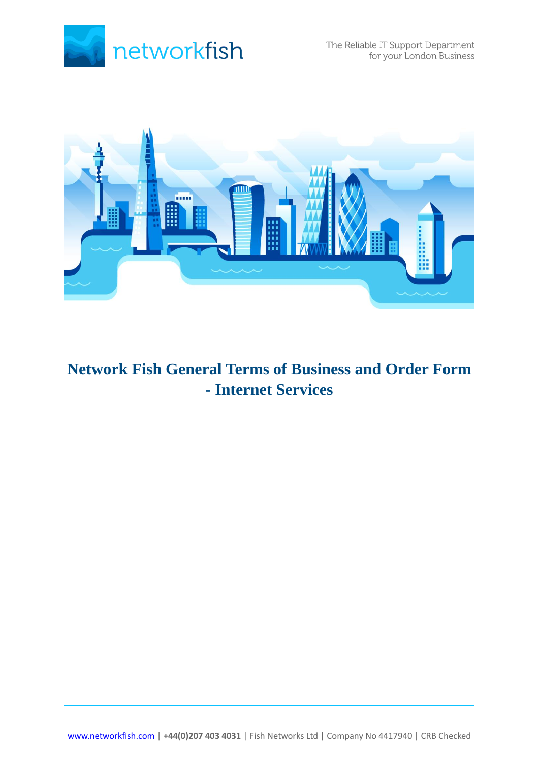# Network Fish General Terms of Business and Order Form - Internet Services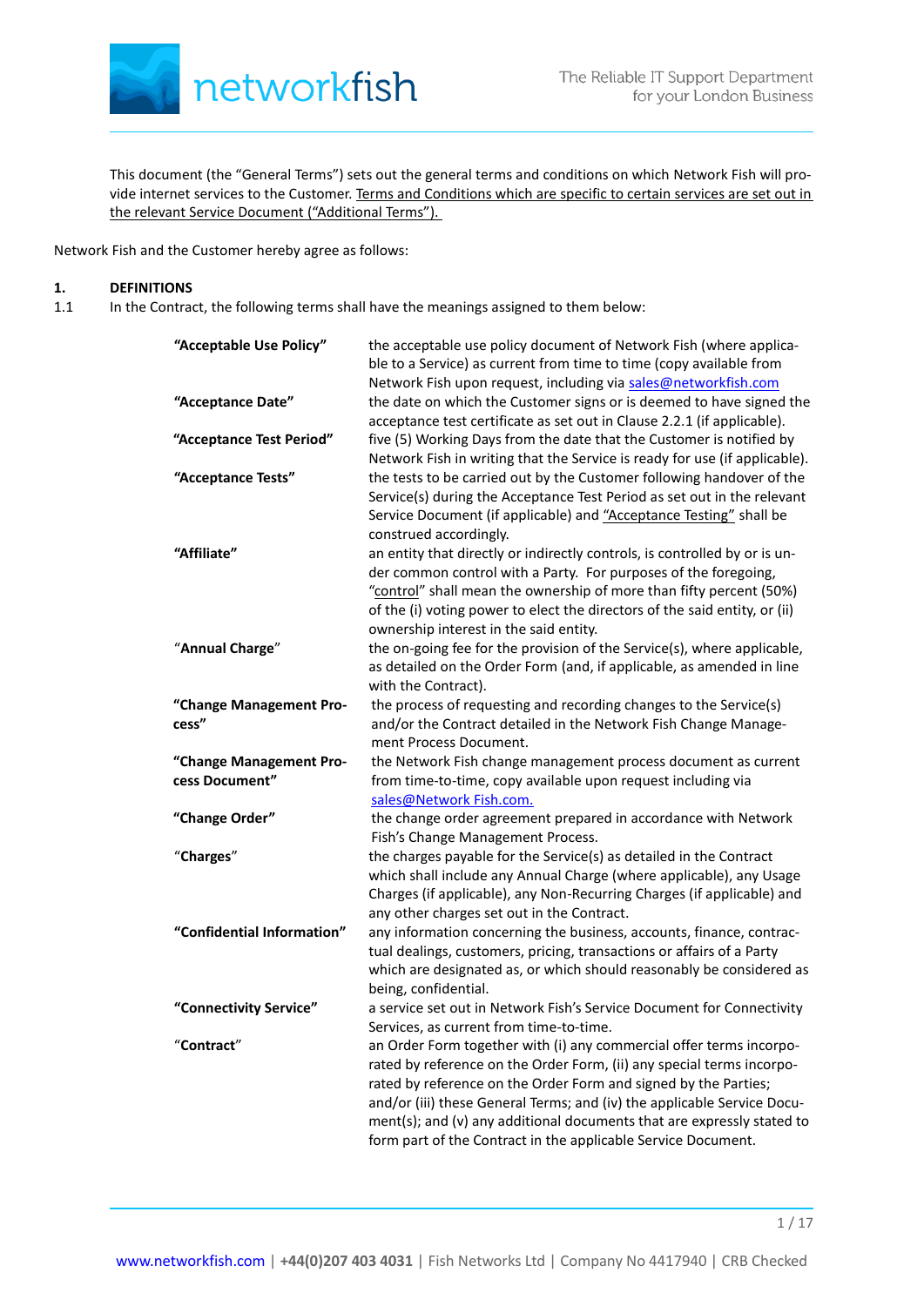This document (the "General Terms") sets out the general terms and conditions on which Network Fish will provide internet services to the Customer. Terms and Conditions which are specific to certain services are set out in the relevant Service Document ("Additional Terms").

Network Fish and the Customer hereby agree as follows:

## 1. DEFINITIONS

1.1 In the Contract, the following terms shall have the meanings assigned to them below:

| | |
|---|---|
| **"Acceptable Use Policy"** | the acceptable use policy document of Network Fish (where applicable to a Service) as current from time to time (copy available from Network Fish upon request, including via sales@networkfish.com |
| **"Acceptance Date"** | the date on which the Customer signs or is deemed to have signed the acceptance test certificate as set out in Clause 2.2.1 (if applicable). |
| **"Acceptance Test Period"** | five (5) Working Days from the date that the Customer is notified by Network Fish in writing that the Service is ready for use (if applicable). |
| **"Acceptance Tests"** | the tests to be carried out by the Customer following handover of the Service(s) during the Acceptance Test Period as set out in the relevant Service Document (if applicable) and "Acceptance Testing" shall be construed accordingly. |
| **"Affiliate"** | an entity that directly or indirectly controls, is controlled by or is under common control with a Party. For purposes of the foregoing, "control" shall mean the ownership of more than fifty percent (50%) of the (i) voting power to elect the directors of the said entity, or (ii) ownership interest in the said entity. |
| "**Annual Charge**" | the on-going fee for the provision of the Service(s), where applicable, as detailed on the Order Form (and, if applicable, as amended in line with the Contract). |
| **"Change Management Process"** | the process of requesting and recording changes to the Service(s) and/or the Contract detailed in the Network Fish Change Management Process Document. |
| **"Change Management Process Document"** | the Network Fish change management process document as current from time-to-time, copy available upon request including via sales@Network Fish.com. |
| **"Change Order"** | the change order agreement prepared in accordance with Network Fish's Change Management Process. |
| "**Charges**" | the charges payable for the Service(s) as detailed in the Contract which shall include any Annual Charge (where applicable), any Usage Charges (if applicable), any Non-Recurring Charges (if applicable) and any other charges set out in the Contract. |
| **"Confidential Information"** | any information concerning the business, accounts, finance, contractual dealings, customers, pricing, transactions or affairs of a Party which are designated as, or which should reasonably be considered as being, confidential. |
| **"Connectivity Service"** | a service set out in Network Fish's Service Document for Connectivity Services, as current from time-to-time. |
| "**Contract**" | an Order Form together with (i) any commercial offer terms incorporated by reference on the Order Form, (ii) any special terms incorporated by reference on the Order Form and signed by the Parties; and/or (iii) these General Terms; and (iv) the applicable Service Document(s); and (v) any additional documents that are expressly stated to form part of the Contract in the applicable Service Document. |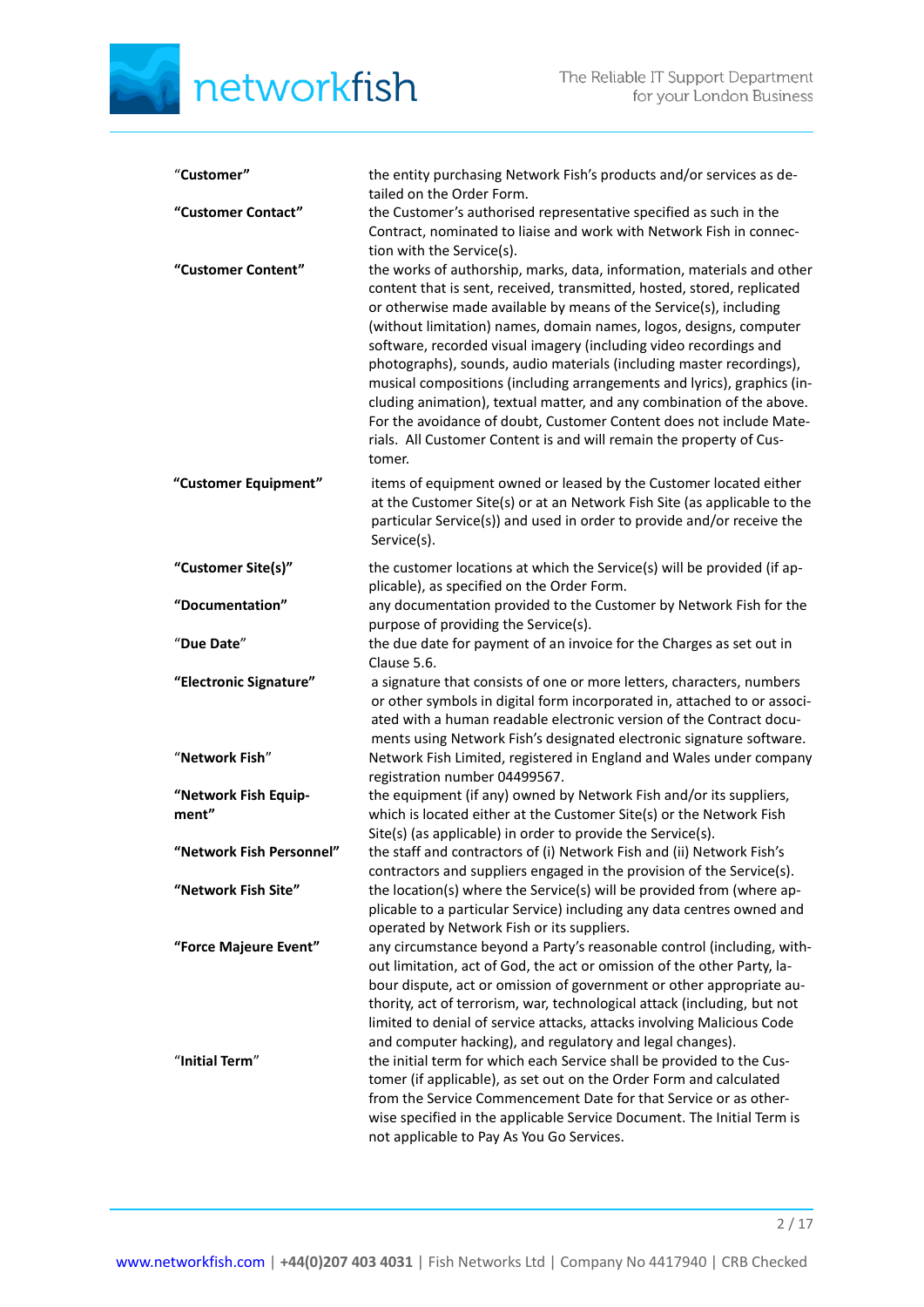| | |
|---|---|
| **"Customer"** | the entity purchasing Network Fish's products and/or services as detailed on the Order Form. |
| **"Customer Contact"** | the Customer's authorised representative specified as such in the Contract, nominated to liaise and work with Network Fish in connection with the Service(s). |
| **"Customer Content"** | the works of authorship, marks, data, information, materials and other content that is sent, received, transmitted, hosted, stored, replicated or otherwise made available by means of the Service(s), including (without limitation) names, domain names, logos, designs, computer software, recorded visual imagery (including video recordings and photographs), sounds, audio materials (including master recordings), musical compositions (including arrangements and lyrics), graphics (including animation), textual matter, and any combination of the above. For the avoidance of doubt, Customer Content does not include Materials. All Customer Content is and will remain the property of Customer. |
| **"Customer Equipment"** | items of equipment owned or leased by the Customer located either at the Customer Site(s) or at an Network Fish Site (as applicable to the particular Service(s)) and used in order to provide and/or receive the Service(s). |
| **"Customer Site(s)"** | the customer locations at which the Service(s) will be provided (if applicable), as specified on the Order Form. |
| **"Documentation"** | any documentation provided to the Customer by Network Fish for the purpose of providing the Service(s). |
| "**Due Date**" | the due date for payment of an invoice for the Charges as set out in Clause 5.6. |
| **"Electronic Signature"** | a signature that consists of one or more letters, characters, numbers or other symbols in digital form incorporated in, attached to or associated with a human readable electronic version of the Contract documents using Network Fish's designated electronic signature software. |
| "**Network Fish**" | Network Fish Limited, registered in England and Wales under company registration number 04499567. |
| **"Network Fish Equipment"** | the equipment (if any) owned by Network Fish and/or its suppliers, which is located either at the Customer Site(s) or the Network Fish Site(s) (as applicable) in order to provide the Service(s). |
| **"Network Fish Personnel"** | the staff and contractors of (i) Network Fish and (ii) Network Fish's contractors and suppliers engaged in the provision of the Service(s). |
| **"Network Fish Site"** | the location(s) where the Service(s) will be provided from (where applicable to a particular Service) including any data centres owned and operated by Network Fish or its suppliers. |
| **"Force Majeure Event"** | any circumstance beyond a Party's reasonable control (including, without limitation, act of God, the act or omission of the other Party, labour dispute, act or omission of government or other appropriate authority, act of terrorism, war, technological attack (including, but not limited to denial of service attacks, attacks involving Malicious Code and computer hacking), and regulatory and legal changes). |
| "**Initial Term**" | the initial term for which each Service shall be provided to the Customer (if applicable), as set out on the Order Form and calculated from the Service Commencement Date for that Service or as otherwise specified in the applicable Service Document. The Initial Term is not applicable to Pay As You Go Services. |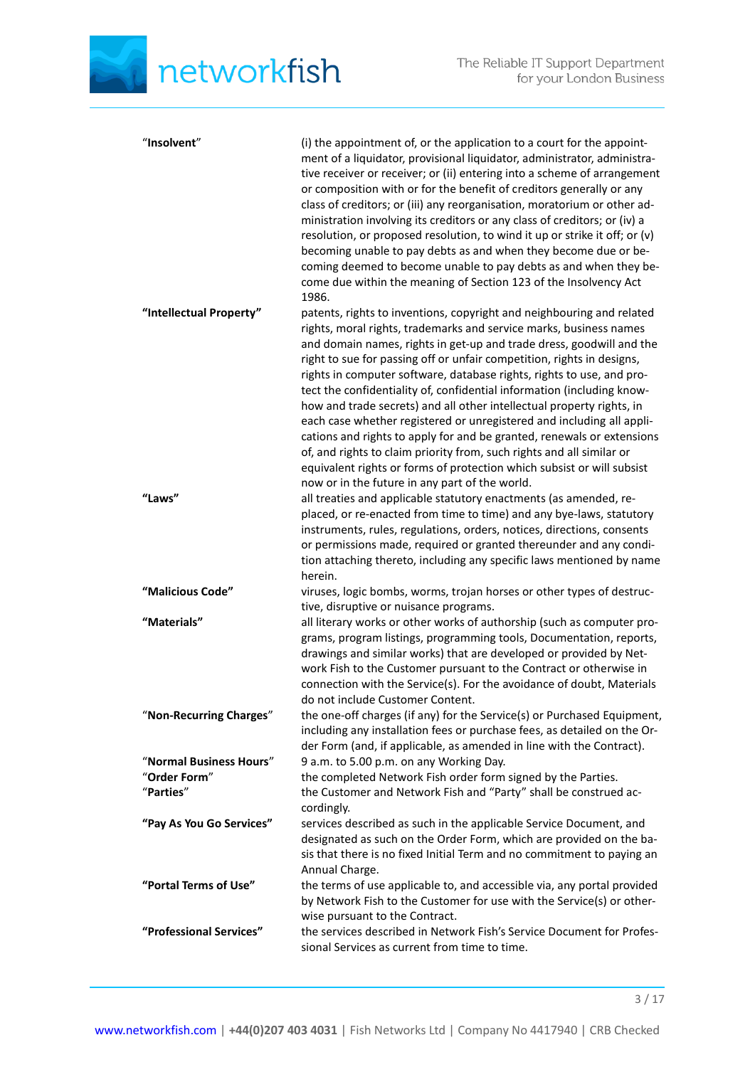| | |
|---|---|
| "**Insolvent**" | (i) the appointment of, or the application to a court for the appointment of a liquidator, provisional liquidator, administrator, administrative receiver or receiver; or (ii) entering into a scheme of arrangement or composition with or for the benefit of creditors generally or any class of creditors; or (iii) any reorganisation, moratorium or other administration involving its creditors or any class of creditors; or (iv) a resolution, or proposed resolution, to wind it up or strike it off; or (v) becoming unable to pay debts as and when they become due or becoming deemed to become unable to pay debts as and when they become due within the meaning of Section 123 of the Insolvency Act 1986. |
| **"Intellectual Property"** | patents, rights to inventions, copyright and neighbouring and related rights, moral rights, trademarks and service marks, business names and domain names, rights in get-up and trade dress, goodwill and the right to sue for passing off or unfair competition, rights in designs, rights in computer software, database rights, rights to use, and protect the confidentiality of, confidential information (including know-how and trade secrets) and all other intellectual property rights, in each case whether registered or unregistered and including all applications and rights to apply for and be granted, renewals or extensions of, and rights to claim priority from, such rights and all similar or equivalent rights or forms of protection which subsist or will subsist now or in the future in any part of the world. |
| **"Laws"** | all treaties and applicable statutory enactments (as amended, replaced, or re-enacted from time to time) and any bye-laws, statutory instruments, rules, regulations, orders, notices, directions, consents or permissions made, required or granted thereunder and any condition attaching thereto, including any specific laws mentioned by name herein. |
| **"Malicious Code"** | viruses, logic bombs, worms, trojan horses or other types of destructive, disruptive or nuisance programs. |
| **"Materials"** | all literary works or other works of authorship (such as computer programs, program listings, programming tools, Documentation, reports, drawings and similar works) that are developed or provided by Network Fish to the Customer pursuant to the Contract or otherwise in connection with the Service(s). For the avoidance of doubt, Materials do not include Customer Content. |
| "**Non-Recurring Charges**" | the one-off charges (if any) for the Service(s) or Purchased Equipment, including any installation fees or purchase fees, as detailed on the Order Form (and, if applicable, as amended in line with the Contract). |
| "**Normal Business Hours**" | 9 a.m. to 5.00 p.m. on any Working Day. |
| "**Order Form**" | the completed Network Fish order form signed by the Parties. |
| "**Parties**" | the Customer and Network Fish and "Party" shall be construed accordingly. |
| **"Pay As You Go Services"** | services described as such in the applicable Service Document, and designated as such on the Order Form, which are provided on the basis that there is no fixed Initial Term and no commitment to paying an Annual Charge. |
| **"Portal Terms of Use"** | the terms of use applicable to, and accessible via, any portal provided by Network Fish to the Customer for use with the Service(s) or otherwise pursuant to the Contract. |
| **"Professional Services"** | the services described in Network Fish's Service Document for Professional Services as current from time to time. |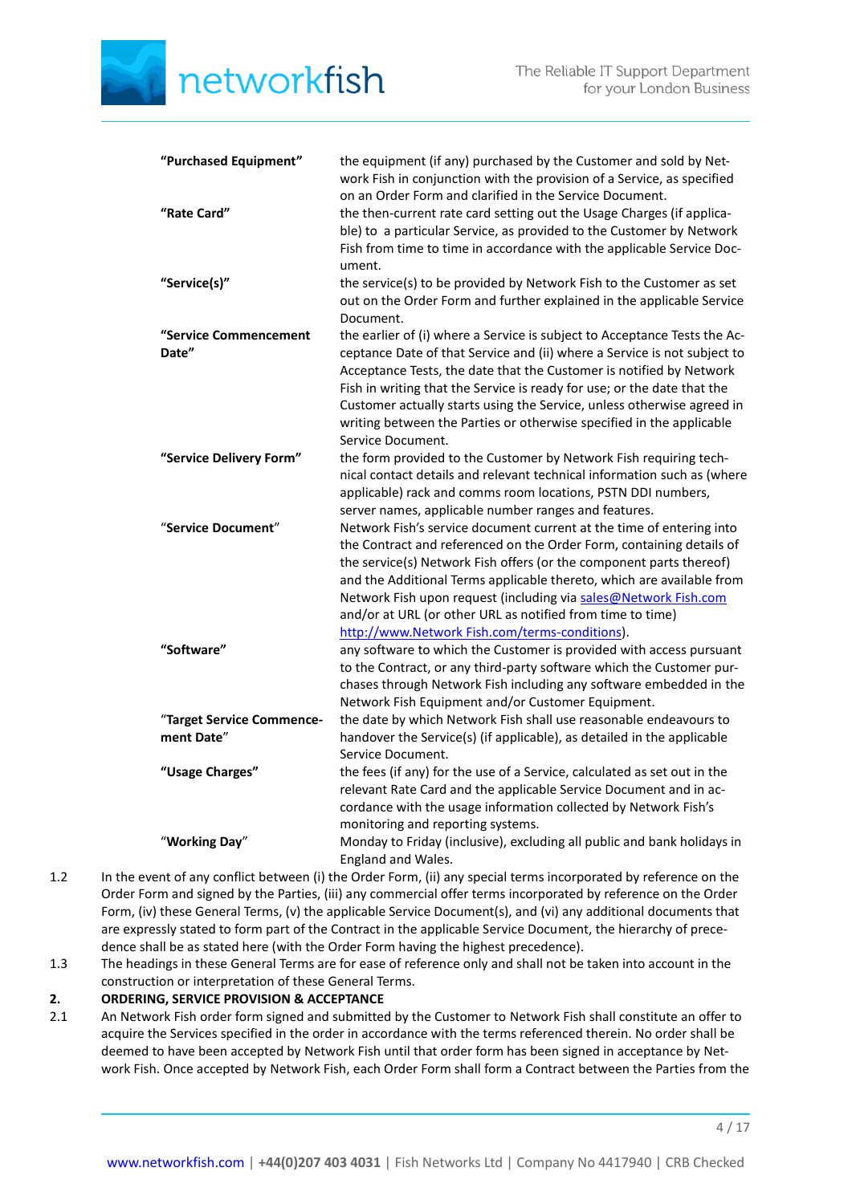| | |
|---|---|
| **"Purchased Equipment"** | the equipment (if any) purchased by the Customer and sold by Network Fish in conjunction with the provision of a Service, as specified on an Order Form and clarified in the Service Document. |
| **"Rate Card"** | the then-current rate card setting out the Usage Charges (if applicable) to a particular Service, as provided to the Customer by Network Fish from time to time in accordance with the applicable Service Document. |
| **"Service(s)"** | the service(s) to be provided by Network Fish to the Customer as set out on the Order Form and further explained in the applicable Service Document. |
| **"Service Commencement Date"** | the earlier of (i) where a Service is subject to Acceptance Tests the Acceptance Date of that Service and (ii) where a Service is not subject to Acceptance Tests, the date that the Customer is notified by Network Fish in writing that the Service is ready for use; or the date that the Customer actually starts using the Service, unless otherwise agreed in writing between the Parties or otherwise specified in the applicable Service Document. |
| **"Service Delivery Form"** | the form provided to the Customer by Network Fish requiring technical contact details and relevant technical information such as (where applicable) rack and comms room locations, PSTN DDI numbers, server names, applicable number ranges and features. |
| "**Service Document**" | Network Fish's service document current at the time of entering into the Contract and referenced on the Order Form, containing details of the service(s) Network Fish offers (or the component parts thereof) and the Additional Terms applicable thereto, which are available from Network Fish upon request (including via sales@Network Fish.com and/or at URL (or other URL as notified from time to time) http://www.Network Fish.com/terms-conditions). |
| **"Software"** | any software to which the Customer is provided with access pursuant to the Contract, or any third-party software which the Customer purchases through Network Fish including any software embedded in the Network Fish Equipment and/or Customer Equipment. |
| "**Target Service Commencement Date**" | the date by which Network Fish shall use reasonable endeavours to handover the Service(s) (if applicable), as detailed in the applicable Service Document. |
| **"Usage Charges"** | the fees (if any) for the use of a Service, calculated as set out in the relevant Rate Card and the applicable Service Document and in accordance with the usage information collected by Network Fish's monitoring and reporting systems. |
| "**Working Day**" | Monday to Friday (inclusive), excluding all public and bank holidays in England and Wales. |

1.2 In the event of any conflict between (i) the Order Form, (ii) any special terms incorporated by reference on the Order Form and signed by the Parties, (iii) any commercial offer terms incorporated by reference on the Order Form, (iv) these General Terms, (v) the applicable Service Document(s), and (vi) any additional documents that are expressly stated to form part of the Contract in the applicable Service Document, the hierarchy of precedence shall be as stated here (with the Order Form having the highest precedence).

1.3 The headings in these General Terms are for ease of reference only and shall not be taken into account in the construction or interpretation of these General Terms.

## 2. ORDERING, SERVICE PROVISION & ACCEPTANCE

2.1 An Network Fish order form signed and submitted by the Customer to Network Fish shall constitute an offer to acquire the Services specified in the order in accordance with the terms referenced therein. No order shall be deemed to have been accepted by Network Fish until that order form has been signed in acceptance by Network Fish. Once accepted by Network Fish, each Order Form shall form a Contract between the Parties from the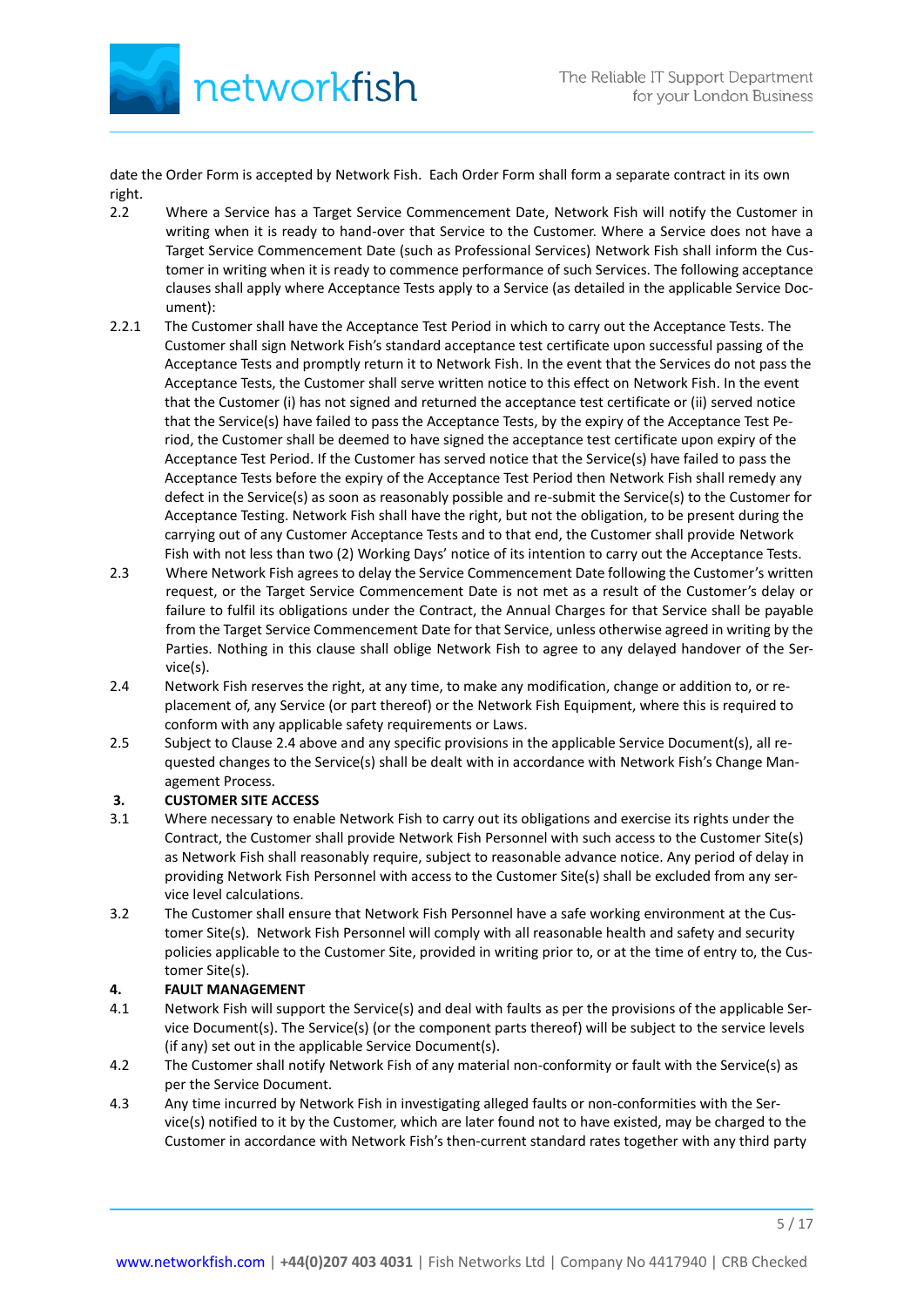date the Order Form is accepted by Network Fish. Each Order Form shall form a separate contract in its own right.

2.2 Where a Service has a Target Service Commencement Date, Network Fish will notify the Customer in writing when it is ready to hand-over that Service to the Customer. Where a Service does not have a Target Service Commencement Date (such as Professional Services) Network Fish shall inform the Customer in writing when it is ready to commence performance of such Services. The following acceptance clauses shall apply where Acceptance Tests apply to a Service (as detailed in the applicable Service Document):

2.2.1 The Customer shall have the Acceptance Test Period in which to carry out the Acceptance Tests. The Customer shall sign Network Fish's standard acceptance test certificate upon successful passing of the Acceptance Tests and promptly return it to Network Fish. In the event that the Services do not pass the Acceptance Tests, the Customer shall serve written notice to this effect on Network Fish. In the event that the Customer (i) has not signed and returned the acceptance test certificate or (ii) served notice that the Service(s) have failed to pass the Acceptance Tests, by the expiry of the Acceptance Test Period, the Customer shall be deemed to have signed the acceptance test certificate upon expiry of the Acceptance Test Period. If the Customer has served notice that the Service(s) have failed to pass the Acceptance Tests before the expiry of the Acceptance Test Period then Network Fish shall remedy any defect in the Service(s) as soon as reasonably possible and re-submit the Service(s) to the Customer for Acceptance Testing. Network Fish shall have the right, but not the obligation, to be present during the carrying out of any Customer Acceptance Tests and to that end, the Customer shall provide Network Fish with not less than two (2) Working Days' notice of its intention to carry out the Acceptance Tests.

2.3 Where Network Fish agrees to delay the Service Commencement Date following the Customer's written request, or the Target Service Commencement Date is not met as a result of the Customer's delay or failure to fulfil its obligations under the Contract, the Annual Charges for that Service shall be payable from the Target Service Commencement Date for that Service, unless otherwise agreed in writing by the Parties. Nothing in this clause shall oblige Network Fish to agree to any delayed handover of the Service(s).

2.4 Network Fish reserves the right, at any time, to make any modification, change or addition to, or replacement of, any Service (or part thereof) or the Network Fish Equipment, where this is required to conform with any applicable safety requirements or Laws.

2.5 Subject to Clause 2.4 above and any specific provisions in the applicable Service Document(s), all requested changes to the Service(s) shall be dealt with in accordance with Network Fish's Change Management Process.

## 3. CUSTOMER SITE ACCESS

3.1 Where necessary to enable Network Fish to carry out its obligations and exercise its rights under the Contract, the Customer shall provide Network Fish Personnel with such access to the Customer Site(s) as Network Fish shall reasonably require, subject to reasonable advance notice. Any period of delay in providing Network Fish Personnel with access to the Customer Site(s) shall be excluded from any service level calculations.

3.2 The Customer shall ensure that Network Fish Personnel have a safe working environment at the Customer Site(s). Network Fish Personnel will comply with all reasonable health and safety and security policies applicable to the Customer Site, provided in writing prior to, or at the time of entry to, the Customer Site(s).

## 4. FAULT MANAGEMENT

4.1 Network Fish will support the Service(s) and deal with faults as per the provisions of the applicable Service Document(s). The Service(s) (or the component parts thereof) will be subject to the service levels (if any) set out in the applicable Service Document(s).

4.2 The Customer shall notify Network Fish of any material non-conformity or fault with the Service(s) as per the Service Document.

4.3 Any time incurred by Network Fish in investigating alleged faults or non-conformities with the Service(s) notified to it by the Customer, which are later found not to have existed, may be charged to the Customer in accordance with Network Fish's then-current standard rates together with any third party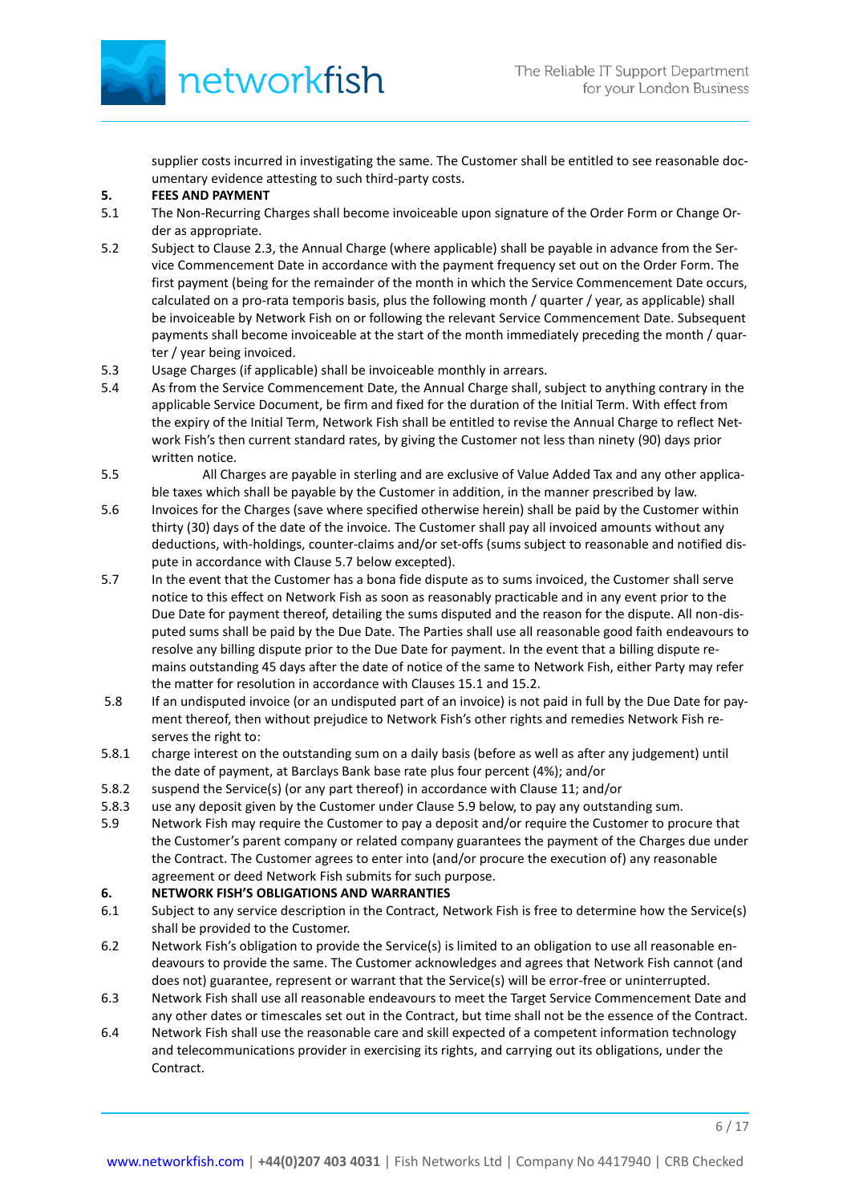supplier costs incurred in investigating the same. The Customer shall be entitled to see reasonable documentary evidence attesting to such third-party costs.

**5. FEES AND PAYMENT**

5.1 The Non-Recurring Charges shall become invoiceable upon signature of the Order Form or Change Order as appropriate.

5.2 Subject to Clause 2.3, the Annual Charge (where applicable) shall be payable in advance from the Service Commencement Date in accordance with the payment frequency set out on the Order Form. The first payment (being for the remainder of the month in which the Service Commencement Date occurs, calculated on a pro-rata temporis basis, plus the following month / quarter / year, as applicable) shall be invoiceable by Network Fish on or following the relevant Service Commencement Date. Subsequent payments shall become invoiceable at the start of the month immediately preceding the month / quarter / year being invoiced.

5.3 Usage Charges (if applicable) shall be invoiceable monthly in arrears.

5.4 As from the Service Commencement Date, the Annual Charge shall, subject to anything contrary in the applicable Service Document, be firm and fixed for the duration of the Initial Term. With effect from the expiry of the Initial Term, Network Fish shall be entitled to revise the Annual Charge to reflect Network Fish's then current standard rates, by giving the Customer not less than ninety (90) days prior written notice.

5.5 All Charges are payable in sterling and are exclusive of Value Added Tax and any other applicable taxes which shall be payable by the Customer in addition, in the manner prescribed by law.

5.6 Invoices for the Charges (save where specified otherwise herein) shall be paid by the Customer within thirty (30) days of the date of the invoice. The Customer shall pay all invoiced amounts without any deductions, with-holdings, counter-claims and/or set-offs (sums subject to reasonable and notified dispute in accordance with Clause 5.7 below excepted).

5.7 In the event that the Customer has a bona fide dispute as to sums invoiced, the Customer shall serve notice to this effect on Network Fish as soon as reasonably practicable and in any event prior to the Due Date for payment thereof, detailing the sums disputed and the reason for the dispute. All non-disputed sums shall be paid by the Due Date. The Parties shall use all reasonable good faith endeavours to resolve any billing dispute prior to the Due Date for payment. In the event that a billing dispute remains outstanding 45 days after the date of notice of the same to Network Fish, either Party may refer the matter for resolution in accordance with Clauses 15.1 and 15.2.

5.8 If an undisputed invoice (or an undisputed part of an invoice) is not paid in full by the Due Date for payment thereof, then without prejudice to Network Fish's other rights and remedies Network Fish reserves the right to:

5.8.1 charge interest on the outstanding sum on a daily basis (before as well as after any judgement) until the date of payment, at Barclays Bank base rate plus four percent (4%); and/or

5.8.2 suspend the Service(s) (or any part thereof) in accordance with Clause 11; and/or

5.8.3 use any deposit given by the Customer under Clause 5.9 below, to pay any outstanding sum.

5.9 Network Fish may require the Customer to pay a deposit and/or require the Customer to procure that the Customer's parent company or related company guarantees the payment of the Charges due under the Contract. The Customer agrees to enter into (and/or procure the execution of) any reasonable agreement or deed Network Fish submits for such purpose.

**6. NETWORK FISH'S OBLIGATIONS AND WARRANTIES**

6.1 Subject to any service description in the Contract, Network Fish is free to determine how the Service(s) shall be provided to the Customer.

6.2 Network Fish's obligation to provide the Service(s) is limited to an obligation to use all reasonable endeavours to provide the same. The Customer acknowledges and agrees that Network Fish cannot (and does not) guarantee, represent or warrant that the Service(s) will be error-free or uninterrupted.

6.3 Network Fish shall use all reasonable endeavours to meet the Target Service Commencement Date and any other dates or timescales set out in the Contract, but time shall not be the essence of the Contract.

6.4 Network Fish shall use the reasonable care and skill expected of a competent information technology and telecommunications provider in exercising its rights, and carrying out its obligations, under the Contract.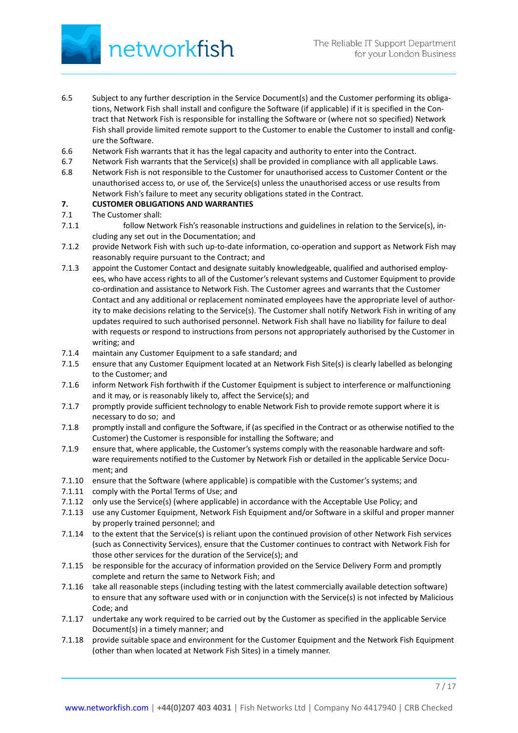6.5 Subject to any further description in the Service Document(s) and the Customer performing its obligations, Network Fish shall install and configure the Software (if applicable) if it is specified in the Contract that Network Fish is responsible for installing the Software or (where not so specified) Network Fish shall provide limited remote support to the Customer to enable the Customer to install and configure the Software.

6.6 Network Fish warrants that it has the legal capacity and authority to enter into the Contract.

6.7 Network Fish warrants that the Service(s) shall be provided in compliance with all applicable Laws.

6.8 Network Fish is not responsible to the Customer for unauthorised access to Customer Content or the unauthorised access to, or use of, the Service(s) unless the unauthorised access or use results from Network Fish's failure to meet any security obligations stated in the Contract.

**7. CUSTOMER OBLIGATIONS AND WARRANTIES**

7.1 The Customer shall:

7.1.1 follow Network Fish's reasonable instructions and guidelines in relation to the Service(s), including any set out in the Documentation; and

7.1.2 provide Network Fish with such up-to-date information, co-operation and support as Network Fish may reasonably require pursuant to the Contract; and

7.1.3 appoint the Customer Contact and designate suitably knowledgeable, qualified and authorised employees, who have access rights to all of the Customer's relevant systems and Customer Equipment to provide co-ordination and assistance to Network Fish. The Customer agrees and warrants that the Customer Contact and any additional or replacement nominated employees have the appropriate level of authority to make decisions relating to the Service(s). The Customer shall notify Network Fish in writing of any updates required to such authorised personnel. Network Fish shall have no liability for failure to deal with requests or respond to instructions from persons not appropriately authorised by the Customer in writing; and

7.1.4 maintain any Customer Equipment to a safe standard; and

7.1.5 ensure that any Customer Equipment located at an Network Fish Site(s) is clearly labelled as belonging to the Customer; and

7.1.6 inform Network Fish forthwith if the Customer Equipment is subject to interference or malfunctioning and it may, or is reasonably likely to, affect the Service(s); and

7.1.7 promptly provide sufficient technology to enable Network Fish to provide remote support where it is necessary to do so; and

7.1.8 promptly install and configure the Software, if (as specified in the Contract or as otherwise notified to the Customer) the Customer is responsible for installing the Software; and

7.1.9 ensure that, where applicable, the Customer's systems comply with the reasonable hardware and software requirements notified to the Customer by Network Fish or detailed in the applicable Service Document; and

7.1.10 ensure that the Software (where applicable) is compatible with the Customer's systems; and

7.1.11 comply with the Portal Terms of Use; and

7.1.12 only use the Service(s) (where applicable) in accordance with the Acceptable Use Policy; and

7.1.13 use any Customer Equipment, Network Fish Equipment and/or Software in a skilful and proper manner by properly trained personnel; and

7.1.14 to the extent that the Service(s) is reliant upon the continued provision of other Network Fish services (such as Connectivity Services), ensure that the Customer continues to contract with Network Fish for those other services for the duration of the Service(s); and

7.1.15 be responsible for the accuracy of information provided on the Service Delivery Form and promptly complete and return the same to Network Fish; and

7.1.16 take all reasonable steps (including testing with the latest commercially available detection software) to ensure that any software used with or in conjunction with the Service(s) is not infected by Malicious Code; and

7.1.17 undertake any work required to be carried out by the Customer as specified in the applicable Service Document(s) in a timely manner; and

7.1.18 provide suitable space and environment for the Customer Equipment and the Network Fish Equipment (other than when located at Network Fish Sites) in a timely manner.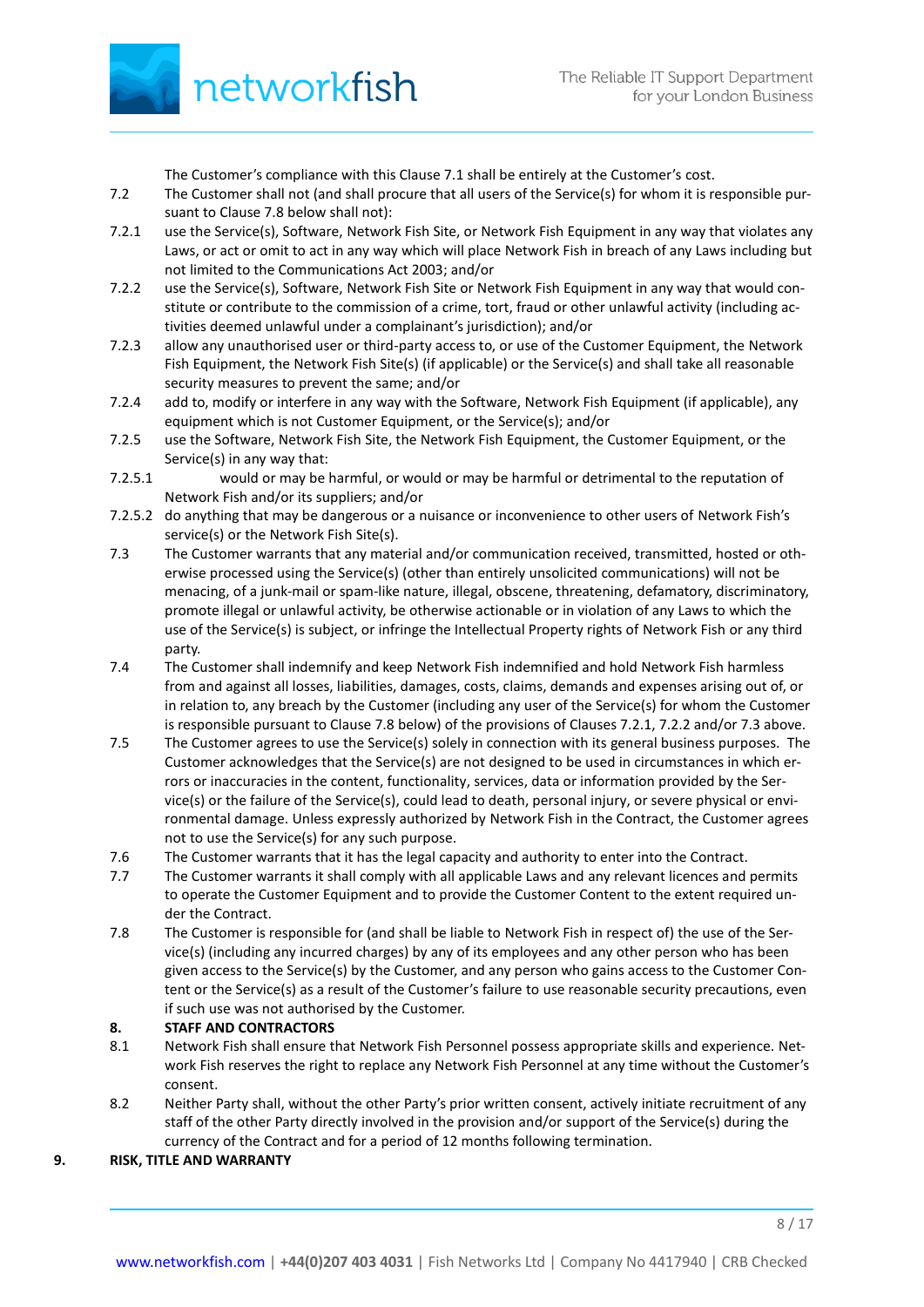The Customer's compliance with this Clause 7.1 shall be entirely at the Customer's cost.

7.2 The Customer shall not (and shall procure that all users of the Service(s) for whom it is responsible pursuant to Clause 7.8 below shall not):

7.2.1 use the Service(s), Software, Network Fish Site, or Network Fish Equipment in any way that violates any Laws, or act or omit to act in any way which will place Network Fish in breach of any Laws including but not limited to the Communications Act 2003; and/or

7.2.2 use the Service(s), Software, Network Fish Site or Network Fish Equipment in any way that would constitute or contribute to the commission of a crime, tort, fraud or other unlawful activity (including activities deemed unlawful under a complainant's jurisdiction); and/or

7.2.3 allow any unauthorised user or third-party access to, or use of the Customer Equipment, the Network Fish Equipment, the Network Fish Site(s) (if applicable) or the Service(s) and shall take all reasonable security measures to prevent the same; and/or

7.2.4 add to, modify or interfere in any way with the Software, Network Fish Equipment (if applicable), any equipment which is not Customer Equipment, or the Service(s); and/or

7.2.5 use the Software, Network Fish Site, the Network Fish Equipment, the Customer Equipment, or the Service(s) in any way that:

7.2.5.1 would or may be harmful, or would or may be harmful or detrimental to the reputation of Network Fish and/or its suppliers; and/or

7.2.5.2 do anything that may be dangerous or a nuisance or inconvenience to other users of Network Fish's service(s) or the Network Fish Site(s).

7.3 The Customer warrants that any material and/or communication received, transmitted, hosted or otherwise processed using the Service(s) (other than entirely unsolicited communications) will not be menacing, of a junk-mail or spam-like nature, illegal, obscene, threatening, defamatory, discriminatory, promote illegal or unlawful activity, be otherwise actionable or in violation of any Laws to which the use of the Service(s) is subject, or infringe the Intellectual Property rights of Network Fish or any third party.

7.4 The Customer shall indemnify and keep Network Fish indemnified and hold Network Fish harmless from and against all losses, liabilities, damages, costs, claims, demands and expenses arising out of, or in relation to, any breach by the Customer (including any user of the Service(s) for whom the Customer is responsible pursuant to Clause 7.8 below) of the provisions of Clauses 7.2.1, 7.2.2 and/or 7.3 above.

7.5 The Customer agrees to use the Service(s) solely in connection with its general business purposes. The Customer acknowledges that the Service(s) are not designed to be used in circumstances in which errors or inaccuracies in the content, functionality, services, data or information provided by the Service(s) or the failure of the Service(s), could lead to death, personal injury, or severe physical or environmental damage. Unless expressly authorized by Network Fish in the Contract, the Customer agrees not to use the Service(s) for any such purpose.

7.6 The Customer warrants that it has the legal capacity and authority to enter into the Contract.

7.7 The Customer warrants it shall comply with all applicable Laws and any relevant licences and permits to operate the Customer Equipment and to provide the Customer Content to the extent required under the Contract.

7.8 The Customer is responsible for (and shall be liable to Network Fish in respect of) the use of the Service(s) (including any incurred charges) by any of its employees and any other person who has been given access to the Service(s) by the Customer, and any person who gains access to the Customer Content or the Service(s) as a result of the Customer's failure to use reasonable security precautions, even if such use was not authorised by the Customer.

**8. STAFF AND CONTRACTORS**

8.1 Network Fish shall ensure that Network Fish Personnel possess appropriate skills and experience. Network Fish reserves the right to replace any Network Fish Personnel at any time without the Customer's consent.

8.2 Neither Party shall, without the other Party's prior written consent, actively initiate recruitment of any staff of the other Party directly involved in the provision and/or support of the Service(s) during the currency of the Contract and for a period of 12 months following termination.

**9. RISK, TITLE AND WARRANTY**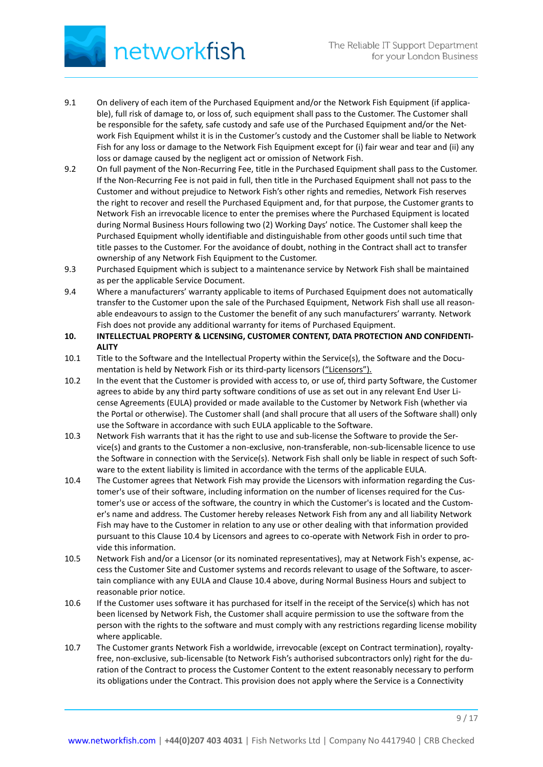9.1 On delivery of each item of the Purchased Equipment and/or the Network Fish Equipment (if applicable), full risk of damage to, or loss of, such equipment shall pass to the Customer. The Customer shall be responsible for the safety, safe custody and safe use of the Purchased Equipment and/or the Network Fish Equipment whilst it is in the Customer's custody and the Customer shall be liable to Network Fish for any loss or damage to the Network Fish Equipment except for (i) fair wear and tear and (ii) any loss or damage caused by the negligent act or omission of Network Fish.

9.2 On full payment of the Non-Recurring Fee, title in the Purchased Equipment shall pass to the Customer. If the Non-Recurring Fee is not paid in full, then title in the Purchased Equipment shall not pass to the Customer and without prejudice to Network Fish's other rights and remedies, Network Fish reserves the right to recover and resell the Purchased Equipment and, for that purpose, the Customer grants to Network Fish an irrevocable licence to enter the premises where the Purchased Equipment is located during Normal Business Hours following two (2) Working Days' notice. The Customer shall keep the Purchased Equipment wholly identifiable and distinguishable from other goods until such time that title passes to the Customer. For the avoidance of doubt, nothing in the Contract shall act to transfer ownership of any Network Fish Equipment to the Customer.

9.3 Purchased Equipment which is subject to a maintenance service by Network Fish shall be maintained as per the applicable Service Document.

9.4 Where a manufacturers' warranty applicable to items of Purchased Equipment does not automatically transfer to the Customer upon the sale of the Purchased Equipment, Network Fish shall use all reasonable endeavours to assign to the Customer the benefit of any such manufacturers' warranty. Network Fish does not provide any additional warranty for items of Purchased Equipment.

**10. INTELLECTUAL PROPERTY & LICENSING, CUSTOMER CONTENT, DATA PROTECTION AND CONFIDENTIALITY**

10.1 Title to the Software and the Intellectual Property within the Service(s), the Software and the Documentation is held by Network Fish or its third-party licensors ("Licensors").

10.2 In the event that the Customer is provided with access to, or use of, third party Software, the Customer agrees to abide by any third party software conditions of use as set out in any relevant End User License Agreements (EULA) provided or made available to the Customer by Network Fish (whether via the Portal or otherwise). The Customer shall (and shall procure that all users of the Software shall) only use the Software in accordance with such EULA applicable to the Software.

10.3 Network Fish warrants that it has the right to use and sub-license the Software to provide the Service(s) and grants to the Customer a non-exclusive, non-transferable, non-sub-licensable licence to use the Software in connection with the Service(s). Network Fish shall only be liable in respect of such Software to the extent liability is limited in accordance with the terms of the applicable EULA.

10.4 The Customer agrees that Network Fish may provide the Licensors with information regarding the Customer's use of their software, including information on the number of licenses required for the Customer's use or access of the software, the country in which the Customer's is located and the Customer's name and address. The Customer hereby releases Network Fish from any and all liability Network Fish may have to the Customer in relation to any use or other dealing with that information provided pursuant to this Clause 10.4 by Licensors and agrees to co-operate with Network Fish in order to provide this information.

10.5 Network Fish and/or a Licensor (or its nominated representatives), may at Network Fish's expense, access the Customer Site and Customer systems and records relevant to usage of the Software, to ascertain compliance with any EULA and Clause 10.4 above, during Normal Business Hours and subject to reasonable prior notice.

10.6 If the Customer uses software it has purchased for itself in the receipt of the Service(s) which has not been licensed by Network Fish, the Customer shall acquire permission to use the software from the person with the rights to the software and must comply with any restrictions regarding license mobility where applicable.

10.7 The Customer grants Network Fish a worldwide, irrevocable (except on Contract termination), royalty-free, non-exclusive, sub-licensable (to Network Fish's authorised subcontractors only) right for the duration of the Contract to process the Customer Content to the extent reasonably necessary to perform its obligations under the Contract. This provision does not apply where the Service is a Connectivity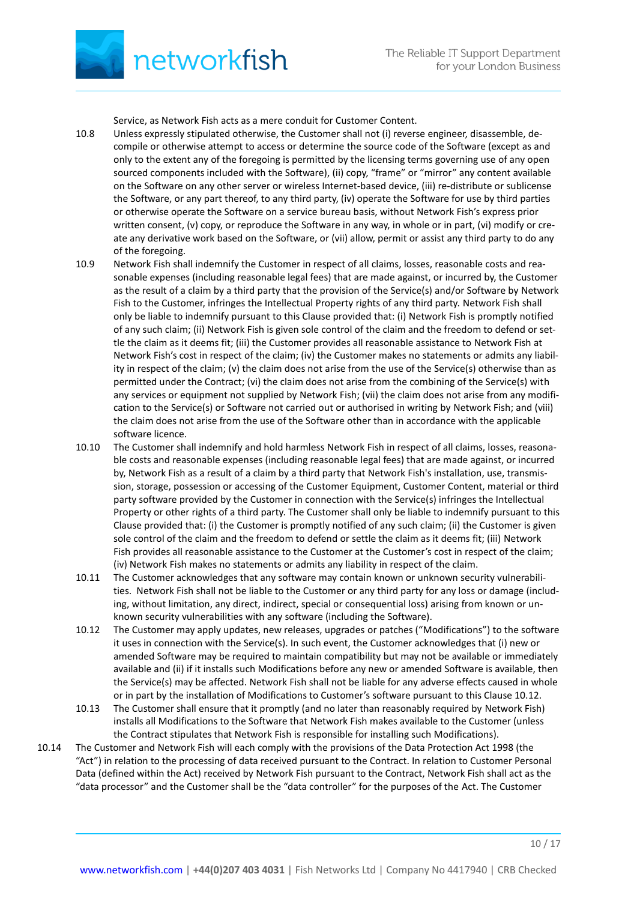Service, as Network Fish acts as a mere conduit for Customer Content.

10.8 Unless expressly stipulated otherwise, the Customer shall not (i) reverse engineer, disassemble, decompile or otherwise attempt to access or determine the source code of the Software (except as and only to the extent any of the foregoing is permitted by the licensing terms governing use of any open sourced components included with the Software), (ii) copy, "frame" or "mirror" any content available on the Software on any other server or wireless Internet-based device, (iii) re-distribute or sublicense the Software, or any part thereof, to any third party, (iv) operate the Software for use by third parties or otherwise operate the Software on a service bureau basis, without Network Fish's express prior written consent, (v) copy, or reproduce the Software in any way, in whole or in part, (vi) modify or create any derivative work based on the Software, or (vii) allow, permit or assist any third party to do any of the foregoing.

10.9 Network Fish shall indemnify the Customer in respect of all claims, losses, reasonable costs and reasonable expenses (including reasonable legal fees) that are made against, or incurred by, the Customer as the result of a claim by a third party that the provision of the Service(s) and/or Software by Network Fish to the Customer, infringes the Intellectual Property rights of any third party. Network Fish shall only be liable to indemnify pursuant to this Clause provided that: (i) Network Fish is promptly notified of any such claim; (ii) Network Fish is given sole control of the claim and the freedom to defend or settle the claim as it deems fit; (iii) the Customer provides all reasonable assistance to Network Fish at Network Fish's cost in respect of the claim; (iv) the Customer makes no statements or admits any liability in respect of the claim; (v) the claim does not arise from the use of the Service(s) otherwise than as permitted under the Contract; (vi) the claim does not arise from the combining of the Service(s) with any services or equipment not supplied by Network Fish; (vii) the claim does not arise from any modification to the Service(s) or Software not carried out or authorised in writing by Network Fish; and (viii) the claim does not arise from the use of the Software other than in accordance with the applicable software licence.

10.10 The Customer shall indemnify and hold harmless Network Fish in respect of all claims, losses, reasonable costs and reasonable expenses (including reasonable legal fees) that are made against, or incurred by, Network Fish as a result of a claim by a third party that Network Fish's installation, use, transmission, storage, possession or accessing of the Customer Equipment, Customer Content, material or third party software provided by the Customer in connection with the Service(s) infringes the Intellectual Property or other rights of a third party. The Customer shall only be liable to indemnify pursuant to this Clause provided that: (i) the Customer is promptly notified of any such claim; (ii) the Customer is given sole control of the claim and the freedom to defend or settle the claim as it deems fit; (iii) Network Fish provides all reasonable assistance to the Customer at the Customer's cost in respect of the claim; (iv) Network Fish makes no statements or admits any liability in respect of the claim.

10.11 The Customer acknowledges that any software may contain known or unknown security vulnerabilities. Network Fish shall not be liable to the Customer or any third party for any loss or damage (including, without limitation, any direct, indirect, special or consequential loss) arising from known or unknown security vulnerabilities with any software (including the Software).

10.12 The Customer may apply updates, new releases, upgrades or patches ("Modifications") to the software it uses in connection with the Service(s). In such event, the Customer acknowledges that (i) new or amended Software may be required to maintain compatibility but may not be available or immediately available and (ii) if it installs such Modifications before any new or amended Software is available, then the Service(s) may be affected. Network Fish shall not be liable for any adverse effects caused in whole or in part by the installation of Modifications to Customer's software pursuant to this Clause 10.12.

10.13 The Customer shall ensure that it promptly (and no later than reasonably required by Network Fish) installs all Modifications to the Software that Network Fish makes available to the Customer (unless the Contract stipulates that Network Fish is responsible for installing such Modifications).

10.14 The Customer and Network Fish will each comply with the provisions of the Data Protection Act 1998 (the "Act") in relation to the processing of data received pursuant to the Contract. In relation to Customer Personal Data (defined within the Act) received by Network Fish pursuant to the Contract, Network Fish shall act as the "data processor" and the Customer shall be the "data controller" for the purposes of the Act. The Customer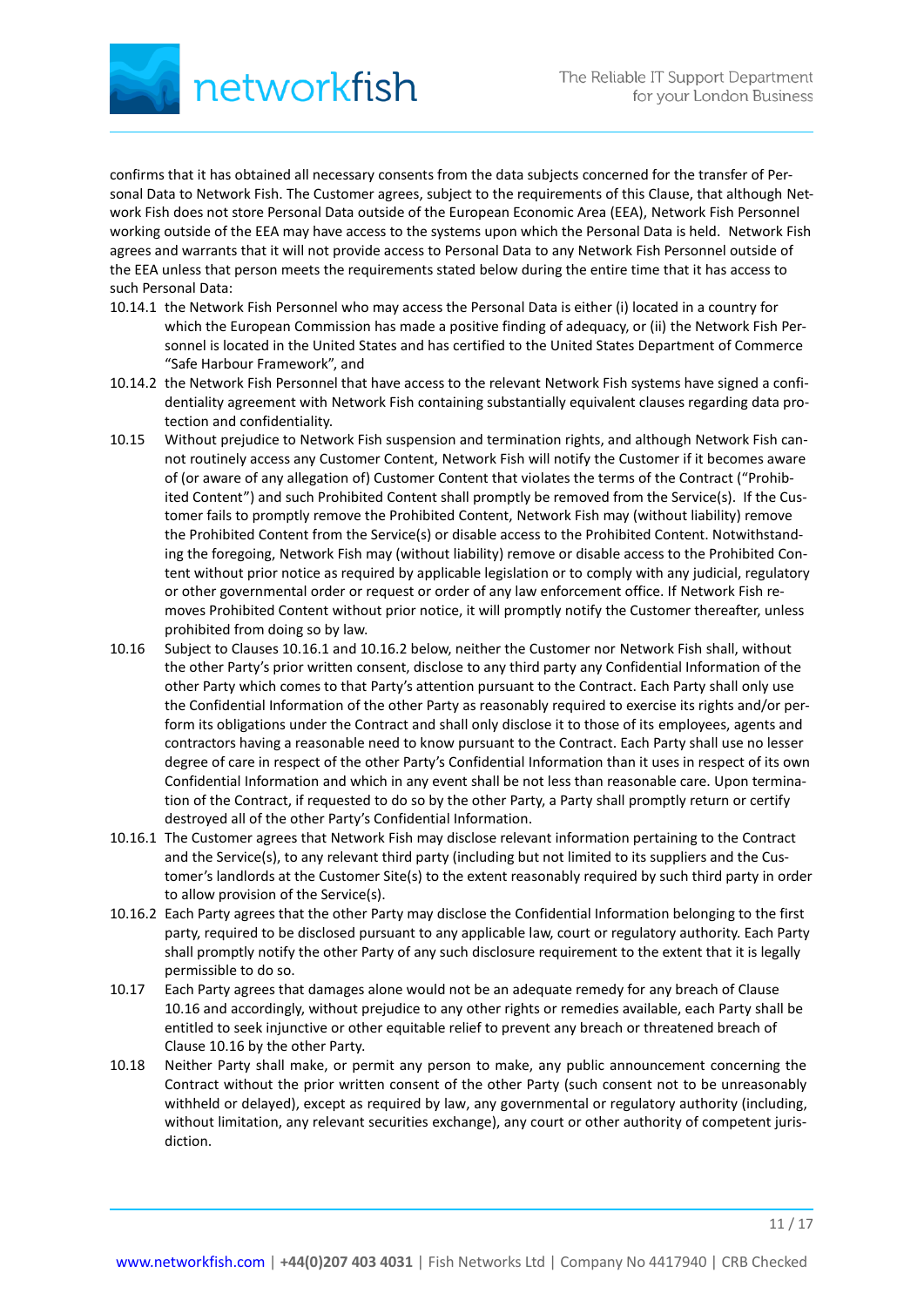confirms that it has obtained all necessary consents from the data subjects concerned for the transfer of Personal Data to Network Fish. The Customer agrees, subject to the requirements of this Clause, that although Network Fish does not store Personal Data outside of the European Economic Area (EEA), Network Fish Personnel working outside of the EEA may have access to the systems upon which the Personal Data is held. Network Fish agrees and warrants that it will not provide access to Personal Data to any Network Fish Personnel outside of the EEA unless that person meets the requirements stated below during the entire time that it has access to such Personal Data:

10.14.1 the Network Fish Personnel who may access the Personal Data is either (i) located in a country for which the European Commission has made a positive finding of adequacy, or (ii) the Network Fish Personnel is located in the United States and has certified to the United States Department of Commerce "Safe Harbour Framework", and

10.14.2 the Network Fish Personnel that have access to the relevant Network Fish systems have signed a confidentiality agreement with Network Fish containing substantially equivalent clauses regarding data protection and confidentiality.

10.15 Without prejudice to Network Fish suspension and termination rights, and although Network Fish cannot routinely access any Customer Content, Network Fish will notify the Customer if it becomes aware of (or aware of any allegation of) Customer Content that violates the terms of the Contract ("Prohibited Content") and such Prohibited Content shall promptly be removed from the Service(s). If the Customer fails to promptly remove the Prohibited Content, Network Fish may (without liability) remove the Prohibited Content from the Service(s) or disable access to the Prohibited Content. Notwithstanding the foregoing, Network Fish may (without liability) remove or disable access to the Prohibited Content without prior notice as required by applicable legislation or to comply with any judicial, regulatory or other governmental order or request or order of any law enforcement office. If Network Fish removes Prohibited Content without prior notice, it will promptly notify the Customer thereafter, unless prohibited from doing so by law.

10.16 Subject to Clauses 10.16.1 and 10.16.2 below, neither the Customer nor Network Fish shall, without the other Party's prior written consent, disclose to any third party any Confidential Information of the other Party which comes to that Party's attention pursuant to the Contract. Each Party shall only use the Confidential Information of the other Party as reasonably required to exercise its rights and/or perform its obligations under the Contract and shall only disclose it to those of its employees, agents and contractors having a reasonable need to know pursuant to the Contract. Each Party shall use no lesser degree of care in respect of the other Party's Confidential Information than it uses in respect of its own Confidential Information and which in any event shall be not less than reasonable care. Upon termination of the Contract, if requested to do so by the other Party, a Party shall promptly return or certify destroyed all of the other Party's Confidential Information.

10.16.1 The Customer agrees that Network Fish may disclose relevant information pertaining to the Contract and the Service(s), to any relevant third party (including but not limited to its suppliers and the Customer's landlords at the Customer Site(s) to the extent reasonably required by such third party in order to allow provision of the Service(s).

10.16.2 Each Party agrees that the other Party may disclose the Confidential Information belonging to the first party, required to be disclosed pursuant to any applicable law, court or regulatory authority. Each Party shall promptly notify the other Party of any such disclosure requirement to the extent that it is legally permissible to do so.

10.17 Each Party agrees that damages alone would not be an adequate remedy for any breach of Clause 10.16 and accordingly, without prejudice to any other rights or remedies available, each Party shall be entitled to seek injunctive or other equitable relief to prevent any breach or threatened breach of Clause 10.16 by the other Party.

10.18 Neither Party shall make, or permit any person to make, any public announcement concerning the Contract without the prior written consent of the other Party (such consent not to be unreasonably withheld or delayed), except as required by law, any governmental or regulatory authority (including, without limitation, any relevant securities exchange), any court or other authority of competent jurisdiction.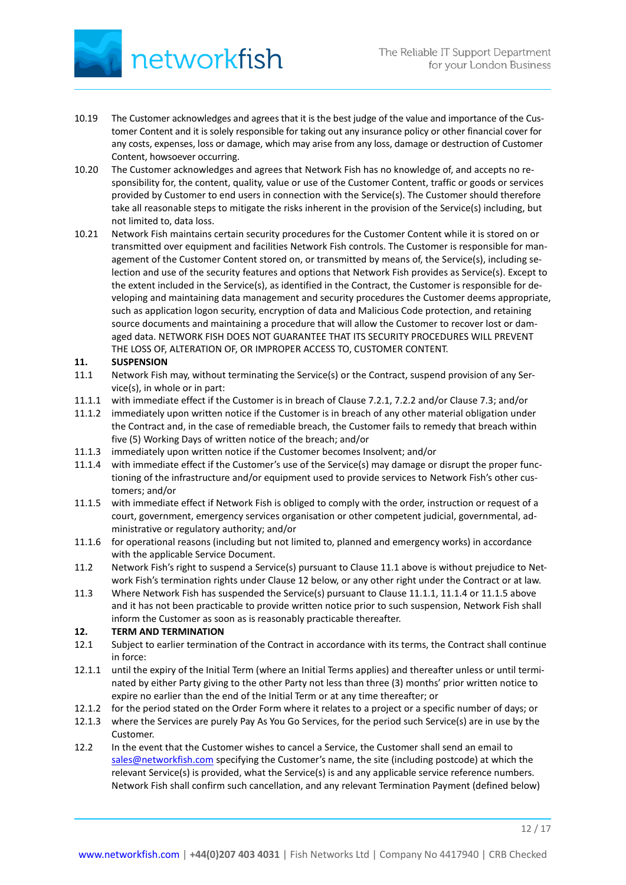10.19 The Customer acknowledges and agrees that it is the best judge of the value and importance of the Customer Content and it is solely responsible for taking out any insurance policy or other financial cover for any costs, expenses, loss or damage, which may arise from any loss, damage or destruction of Customer Content, howsoever occurring.

10.20 The Customer acknowledges and agrees that Network Fish has no knowledge of, and accepts no responsibility for, the content, quality, value or use of the Customer Content, traffic or goods or services provided by Customer to end users in connection with the Service(s). The Customer should therefore take all reasonable steps to mitigate the risks inherent in the provision of the Service(s) including, but not limited to, data loss.

10.21 Network Fish maintains certain security procedures for the Customer Content while it is stored on or transmitted over equipment and facilities Network Fish controls. The Customer is responsible for management of the Customer Content stored on, or transmitted by means of, the Service(s), including selection and use of the security features and options that Network Fish provides as Service(s). Except to the extent included in the Service(s), as identified in the Contract, the Customer is responsible for developing and maintaining data management and security procedures the Customer deems appropriate, such as application logon security, encryption of data and Malicious Code protection, and retaining source documents and maintaining a procedure that will allow the Customer to recover lost or damaged data. NETWORK FISH DOES NOT GUARANTEE THAT ITS SECURITY PROCEDURES WILL PREVENT THE LOSS OF, ALTERATION OF, OR IMPROPER ACCESS TO, CUSTOMER CONTENT.

**11. SUSPENSION**

11.1 Network Fish may, without terminating the Service(s) or the Contract, suspend provision of any Service(s), in whole or in part:

11.1.1 with immediate effect if the Customer is in breach of Clause 7.2.1, 7.2.2 and/or Clause 7.3; and/or

11.1.2 immediately upon written notice if the Customer is in breach of any other material obligation under the Contract and, in the case of remediable breach, the Customer fails to remedy that breach within five (5) Working Days of written notice of the breach; and/or

11.1.3 immediately upon written notice if the Customer becomes Insolvent; and/or

11.1.4 with immediate effect if the Customer's use of the Service(s) may damage or disrupt the proper functioning of the infrastructure and/or equipment used to provide services to Network Fish's other customers; and/or

11.1.5 with immediate effect if Network Fish is obliged to comply with the order, instruction or request of a court, government, emergency services organisation or other competent judicial, governmental, administrative or regulatory authority; and/or

11.1.6 for operational reasons (including but not limited to, planned and emergency works) in accordance with the applicable Service Document.

11.2 Network Fish's right to suspend a Service(s) pursuant to Clause 11.1 above is without prejudice to Network Fish's termination rights under Clause 12 below, or any other right under the Contract or at law.

11.3 Where Network Fish has suspended the Service(s) pursuant to Clause 11.1.1, 11.1.4 or 11.1.5 above and it has not been practicable to provide written notice prior to such suspension, Network Fish shall inform the Customer as soon as is reasonably practicable thereafter.

**12. TERM AND TERMINATION**

12.1 Subject to earlier termination of the Contract in accordance with its terms, the Contract shall continue in force:

12.1.1 until the expiry of the Initial Term (where an Initial Terms applies) and thereafter unless or until terminated by either Party giving to the other Party not less than three (3) months' prior written notice to expire no earlier than the end of the Initial Term or at any time thereafter; or

12.1.2 for the period stated on the Order Form where it relates to a project or a specific number of days; or

12.1.3 where the Services are purely Pay As You Go Services, for the period such Service(s) are in use by the Customer.

12.2 In the event that the Customer wishes to cancel a Service, the Customer shall send an email to sales@networkfish.com specifying the Customer's name, the site (including postcode) at which the relevant Service(s) is provided, what the Service(s) is and any applicable service reference numbers. Network Fish shall confirm such cancellation, and any relevant Termination Payment (defined below)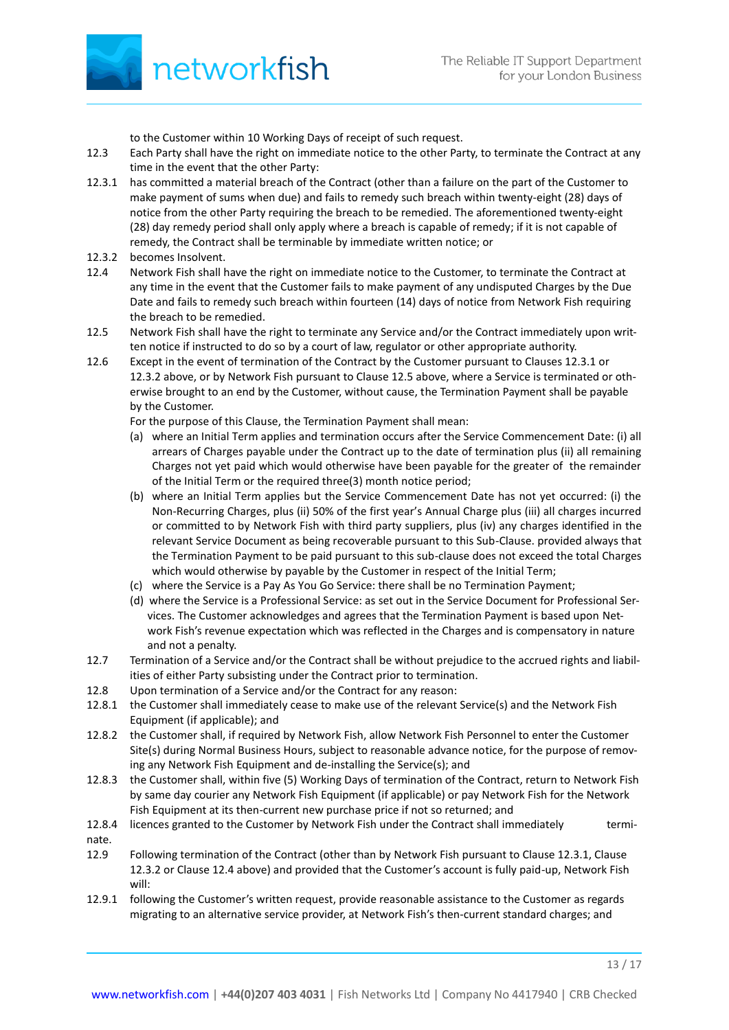to the Customer within 10 Working Days of receipt of such request.

12.3 Each Party shall have the right on immediate notice to the other Party, to terminate the Contract at any time in the event that the other Party:

12.3.1 has committed a material breach of the Contract (other than a failure on the part of the Customer to make payment of sums when due) and fails to remedy such breach within twenty-eight (28) days of notice from the other Party requiring the breach to be remedied. The aforementioned twenty-eight (28) day remedy period shall only apply where a breach is capable of remedy; if it is not capable of remedy, the Contract shall be terminable by immediate written notice; or

12.3.2 becomes Insolvent.

12.4 Network Fish shall have the right on immediate notice to the Customer, to terminate the Contract at any time in the event that the Customer fails to make payment of any undisputed Charges by the Due Date and fails to remedy such breach within fourteen (14) days of notice from Network Fish requiring the breach to be remedied.

12.5 Network Fish shall have the right to terminate any Service and/or the Contract immediately upon written notice if instructed to do so by a court of law, regulator or other appropriate authority.

12.6 Except in the event of termination of the Contract by the Customer pursuant to Clauses 12.3.1 or 12.3.2 above, or by Network Fish pursuant to Clause 12.5 above, where a Service is terminated or otherwise brought to an end by the Customer, without cause, the Termination Payment shall be payable by the Customer.

For the purpose of this Clause, the Termination Payment shall mean:

(a) where an Initial Term applies and termination occurs after the Service Commencement Date: (i) all arrears of Charges payable under the Contract up to the date of termination plus (ii) all remaining Charges not yet paid which would otherwise have been payable for the greater of the remainder of the Initial Term or the required three(3) month notice period;

(b) where an Initial Term applies but the Service Commencement Date has not yet occurred: (i) the Non-Recurring Charges, plus (ii) 50% of the first year's Annual Charge plus (iii) all charges incurred or committed to by Network Fish with third party suppliers, plus (iv) any charges identified in the relevant Service Document as being recoverable pursuant to this Sub-Clause. provided always that the Termination Payment to be paid pursuant to this sub-clause does not exceed the total Charges which would otherwise by payable by the Customer in respect of the Initial Term;

(c) where the Service is a Pay As You Go Service: there shall be no Termination Payment;

(d) where the Service is a Professional Service: as set out in the Service Document for Professional Services. The Customer acknowledges and agrees that the Termination Payment is based upon Network Fish's revenue expectation which was reflected in the Charges and is compensatory in nature and not a penalty.

12.7 Termination of a Service and/or the Contract shall be without prejudice to the accrued rights and liabilities of either Party subsisting under the Contract prior to termination.

12.8 Upon termination of a Service and/or the Contract for any reason:

12.8.1 the Customer shall immediately cease to make use of the relevant Service(s) and the Network Fish Equipment (if applicable); and

12.8.2 the Customer shall, if required by Network Fish, allow Network Fish Personnel to enter the Customer Site(s) during Normal Business Hours, subject to reasonable advance notice, for the purpose of removing any Network Fish Equipment and de-installing the Service(s); and

12.8.3 the Customer shall, within five (5) Working Days of termination of the Contract, return to Network Fish by same day courier any Network Fish Equipment (if applicable) or pay Network Fish for the Network Fish Equipment at its then-current new purchase price if not so returned; and

12.8.4 licences granted to the Customer by Network Fish under the Contract shall immediately terminate.

12.9 Following termination of the Contract (other than by Network Fish pursuant to Clause 12.3.1, Clause 12.3.2 or Clause 12.4 above) and provided that the Customer's account is fully paid-up, Network Fish will:

12.9.1 following the Customer's written request, provide reasonable assistance to the Customer as regards migrating to an alternative service provider, at Network Fish's then-current standard charges; and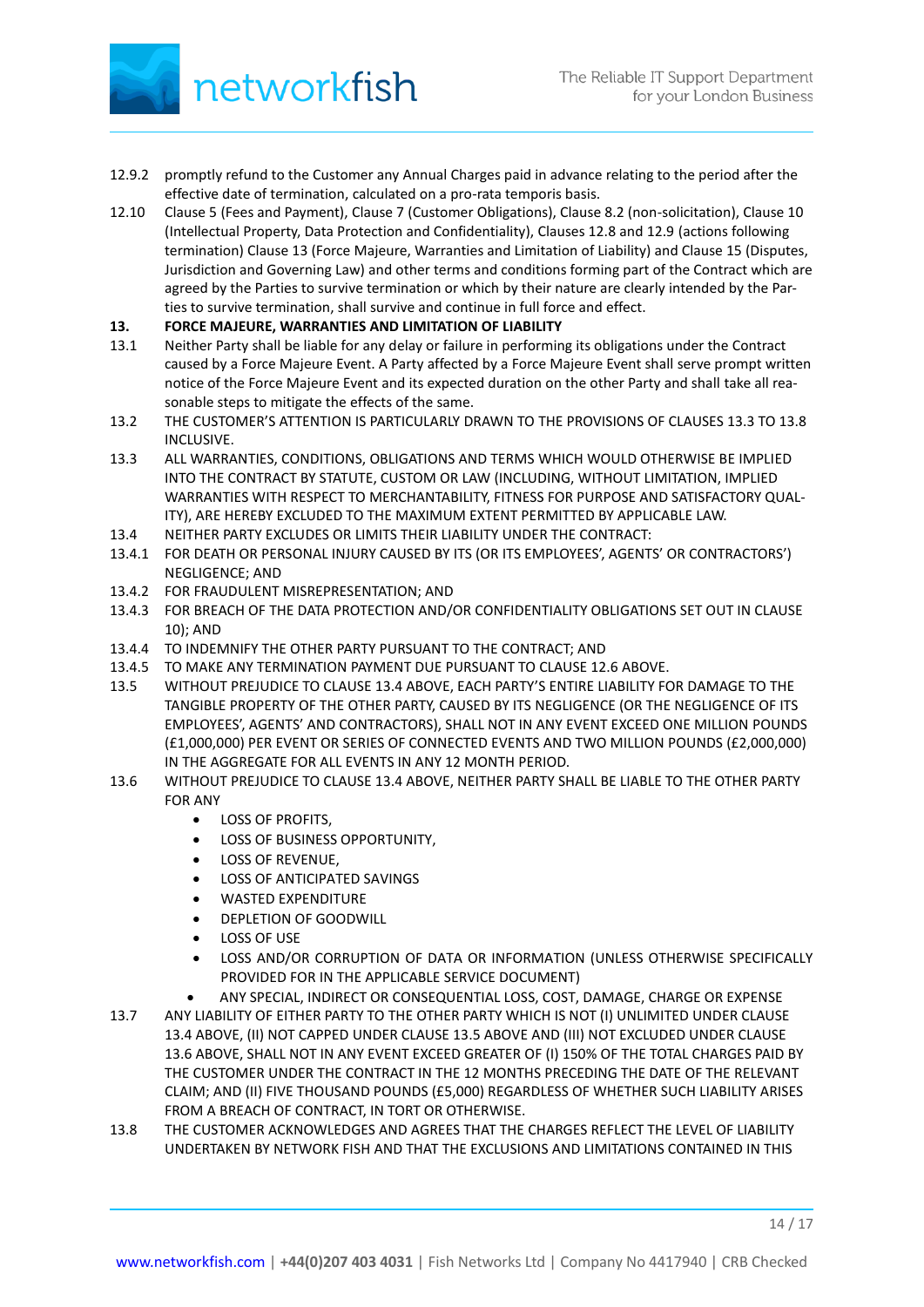12.9.2 promptly refund to the Customer any Annual Charges paid in advance relating to the period after the effective date of termination, calculated on a pro-rata temporis basis.

12.10 Clause 5 (Fees and Payment), Clause 7 (Customer Obligations), Clause 8.2 (non-solicitation), Clause 10 (Intellectual Property, Data Protection and Confidentiality), Clauses 12.8 and 12.9 (actions following termination) Clause 13 (Force Majeure, Warranties and Limitation of Liability) and Clause 15 (Disputes, Jurisdiction and Governing Law) and other terms and conditions forming part of the Contract which are agreed by the Parties to survive termination or which by their nature are clearly intended by the Parties to survive termination, shall survive and continue in full force and effect.

**13. FORCE MAJEURE, WARRANTIES AND LIMITATION OF LIABILITY**

13.1 Neither Party shall be liable for any delay or failure in performing its obligations under the Contract caused by a Force Majeure Event. A Party affected by a Force Majeure Event shall serve prompt written notice of the Force Majeure Event and its expected duration on the other Party and shall take all reasonable steps to mitigate the effects of the same.

13.2 THE CUSTOMER'S ATTENTION IS PARTICULARLY DRAWN TO THE PROVISIONS OF CLAUSES 13.3 TO 13.8 INCLUSIVE.

13.3 ALL WARRANTIES, CONDITIONS, OBLIGATIONS AND TERMS WHICH WOULD OTHERWISE BE IMPLIED INTO THE CONTRACT BY STATUTE, CUSTOM OR LAW (INCLUDING, WITHOUT LIMITATION, IMPLIED WARRANTIES WITH RESPECT TO MERCHANTABILITY, FITNESS FOR PURPOSE AND SATISFACTORY QUALITY), ARE HEREBY EXCLUDED TO THE MAXIMUM EXTENT PERMITTED BY APPLICABLE LAW.

13.4 NEITHER PARTY EXCLUDES OR LIMITS THEIR LIABILITY UNDER THE CONTRACT:

13.4.1 FOR DEATH OR PERSONAL INJURY CAUSED BY ITS (OR ITS EMPLOYEES', AGENTS' OR CONTRACTORS') NEGLIGENCE; AND

13.4.2 FOR FRAUDULENT MISREPRESENTATION; AND

13.4.3 FOR BREACH OF THE DATA PROTECTION AND/OR CONFIDENTIALITY OBLIGATIONS SET OUT IN CLAUSE 10); AND

13.4.4 TO INDEMNIFY THE OTHER PARTY PURSUANT TO THE CONTRACT; AND

13.4.5 TO MAKE ANY TERMINATION PAYMENT DUE PURSUANT TO CLAUSE 12.6 ABOVE.

13.5 WITHOUT PREJUDICE TO CLAUSE 13.4 ABOVE, EACH PARTY'S ENTIRE LIABILITY FOR DAMAGE TO THE TANGIBLE PROPERTY OF THE OTHER PARTY, CAUSED BY ITS NEGLIGENCE (OR THE NEGLIGENCE OF ITS EMPLOYEES', AGENTS' AND CONTRACTORS), SHALL NOT IN ANY EVENT EXCEED ONE MILLION POUNDS (£1,000,000) PER EVENT OR SERIES OF CONNECTED EVENTS AND TWO MILLION POUNDS (£2,000,000) IN THE AGGREGATE FOR ALL EVENTS IN ANY 12 MONTH PERIOD.

13.6 WITHOUT PREJUDICE TO CLAUSE 13.4 ABOVE, NEITHER PARTY SHALL BE LIABLE TO THE OTHER PARTY FOR ANY

- LOSS OF PROFITS,
- LOSS OF BUSINESS OPPORTUNITY,
- LOSS OF REVENUE,
- LOSS OF ANTICIPATED SAVINGS
- WASTED EXPENDITURE
- DEPLETION OF GOODWILL
- LOSS OF USE
- LOSS AND/OR CORRUPTION OF DATA OR INFORMATION (UNLESS OTHERWISE SPECIFICALLY PROVIDED FOR IN THE APPLICABLE SERVICE DOCUMENT)
- ANY SPECIAL, INDIRECT OR CONSEQUENTIAL LOSS, COST, DAMAGE, CHARGE OR EXPENSE

13.7 ANY LIABILITY OF EITHER PARTY TO THE OTHER PARTY WHICH IS NOT (I) UNLIMITED UNDER CLAUSE 13.4 ABOVE, (II) NOT CAPPED UNDER CLAUSE 13.5 ABOVE AND (III) NOT EXCLUDED UNDER CLAUSE 13.6 ABOVE, SHALL NOT IN ANY EVENT EXCEED GREATER OF (I) 150% OF THE TOTAL CHARGES PAID BY THE CUSTOMER UNDER THE CONTRACT IN THE 12 MONTHS PRECEDING THE DATE OF THE RELEVANT CLAIM; AND (II) FIVE THOUSAND POUNDS (£5,000) REGARDLESS OF WHETHER SUCH LIABILITY ARISES FROM A BREACH OF CONTRACT, IN TORT OR OTHERWISE.

13.8 THE CUSTOMER ACKNOWLEDGES AND AGREES THAT THE CHARGES REFLECT THE LEVEL OF LIABILITY UNDERTAKEN BY NETWORK FISH AND THAT THE EXCLUSIONS AND LIMITATIONS CONTAINED IN THIS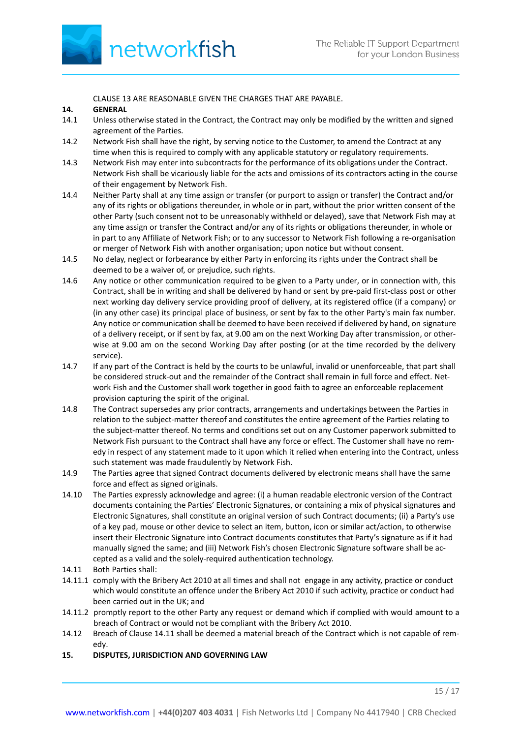CLAUSE 13 ARE REASONABLE GIVEN THE CHARGES THAT ARE PAYABLE.

**14. GENERAL**

14.1 Unless otherwise stated in the Contract, the Contract may only be modified by the written and signed agreement of the Parties.

14.2 Network Fish shall have the right, by serving notice to the Customer, to amend the Contract at any time when this is required to comply with any applicable statutory or regulatory requirements.

14.3 Network Fish may enter into subcontracts for the performance of its obligations under the Contract. Network Fish shall be vicariously liable for the acts and omissions of its contractors acting in the course of their engagement by Network Fish.

14.4 Neither Party shall at any time assign or transfer (or purport to assign or transfer) the Contract and/or any of its rights or obligations thereunder, in whole or in part, without the prior written consent of the other Party (such consent not to be unreasonably withheld or delayed), save that Network Fish may at any time assign or transfer the Contract and/or any of its rights or obligations thereunder, in whole or in part to any Affiliate of Network Fish; or to any successor to Network Fish following a re-organisation or merger of Network Fish with another organisation; upon notice but without consent.

14.5 No delay, neglect or forbearance by either Party in enforcing its rights under the Contract shall be deemed to be a waiver of, or prejudice, such rights.

14.6 Any notice or other communication required to be given to a Party under, or in connection with, this Contract, shall be in writing and shall be delivered by hand or sent by pre-paid first-class post or other next working day delivery service providing proof of delivery, at its registered office (if a company) or (in any other case) its principal place of business, or sent by fax to the other Party's main fax number. Any notice or communication shall be deemed to have been received if delivered by hand, on signature of a delivery receipt, or if sent by fax, at 9.00 am on the next Working Day after transmission, or otherwise at 9.00 am on the second Working Day after posting (or at the time recorded by the delivery service).

14.7 If any part of the Contract is held by the courts to be unlawful, invalid or unenforceable, that part shall be considered struck-out and the remainder of the Contract shall remain in full force and effect. Network Fish and the Customer shall work together in good faith to agree an enforceable replacement provision capturing the spirit of the original.

14.8 The Contract supersedes any prior contracts, arrangements and undertakings between the Parties in relation to the subject-matter thereof and constitutes the entire agreement of the Parties relating to the subject-matter thereof. No terms and conditions set out on any Customer paperwork submitted to Network Fish pursuant to the Contract shall have any force or effect. The Customer shall have no remedy in respect of any statement made to it upon which it relied when entering into the Contract, unless such statement was made fraudulently by Network Fish.

14.9 The Parties agree that signed Contract documents delivered by electronic means shall have the same force and effect as signed originals.

14.10 The Parties expressly acknowledge and agree: (i) a human readable electronic version of the Contract documents containing the Parties' Electronic Signatures, or containing a mix of physical signatures and Electronic Signatures, shall constitute an original version of such Contract documents; (ii) a Party's use of a key pad, mouse or other device to select an item, button, icon or similar act/action, to otherwise insert their Electronic Signature into Contract documents constitutes that Party's signature as if it had manually signed the same; and (iii) Network Fish's chosen Electronic Signature software shall be accepted as a valid and the solely-required authentication technology.

14.11 Both Parties shall:

14.11.1 comply with the Bribery Act 2010 at all times and shall not engage in any activity, practice or conduct which would constitute an offence under the Bribery Act 2010 if such activity, practice or conduct had been carried out in the UK; and

14.11.2 promptly report to the other Party any request or demand which if complied with would amount to a breach of Contract or would not be compliant with the Bribery Act 2010.

14.12 Breach of Clause 14.11 shall be deemed a material breach of the Contract which is not capable of remedy.

**15. DISPUTES, JURISDICTION AND GOVERNING LAW**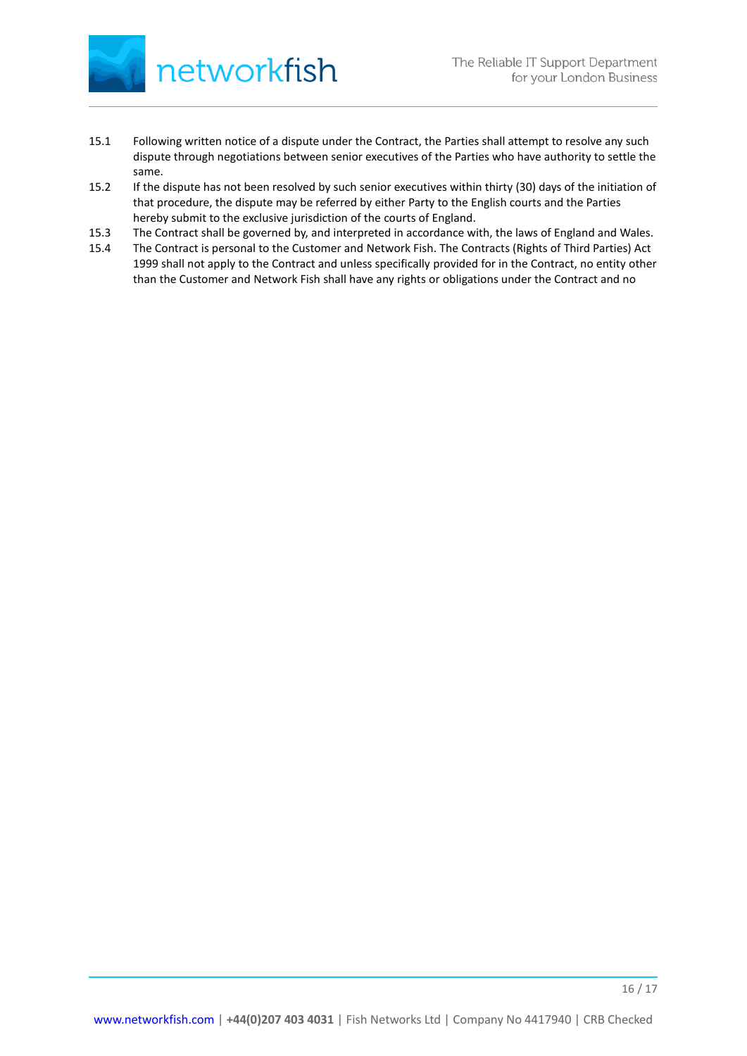15.1 Following written notice of a dispute under the Contract, the Parties shall attempt to resolve any such dispute through negotiations between senior executives of the Parties who have authority to settle the same.

15.2 If the dispute has not been resolved by such senior executives within thirty (30) days of the initiation of that procedure, the dispute may be referred by either Party to the English courts and the Parties hereby submit to the exclusive jurisdiction of the courts of England.

15.3 The Contract shall be governed by, and interpreted in accordance with, the laws of England and Wales.

15.4 The Contract is personal to the Customer and Network Fish. The Contracts (Rights of Third Parties) Act 1999 shall not apply to the Contract and unless specifically provided for in the Contract, no entity other than the Customer and Network Fish shall have any rights or obligations under the Contract and no